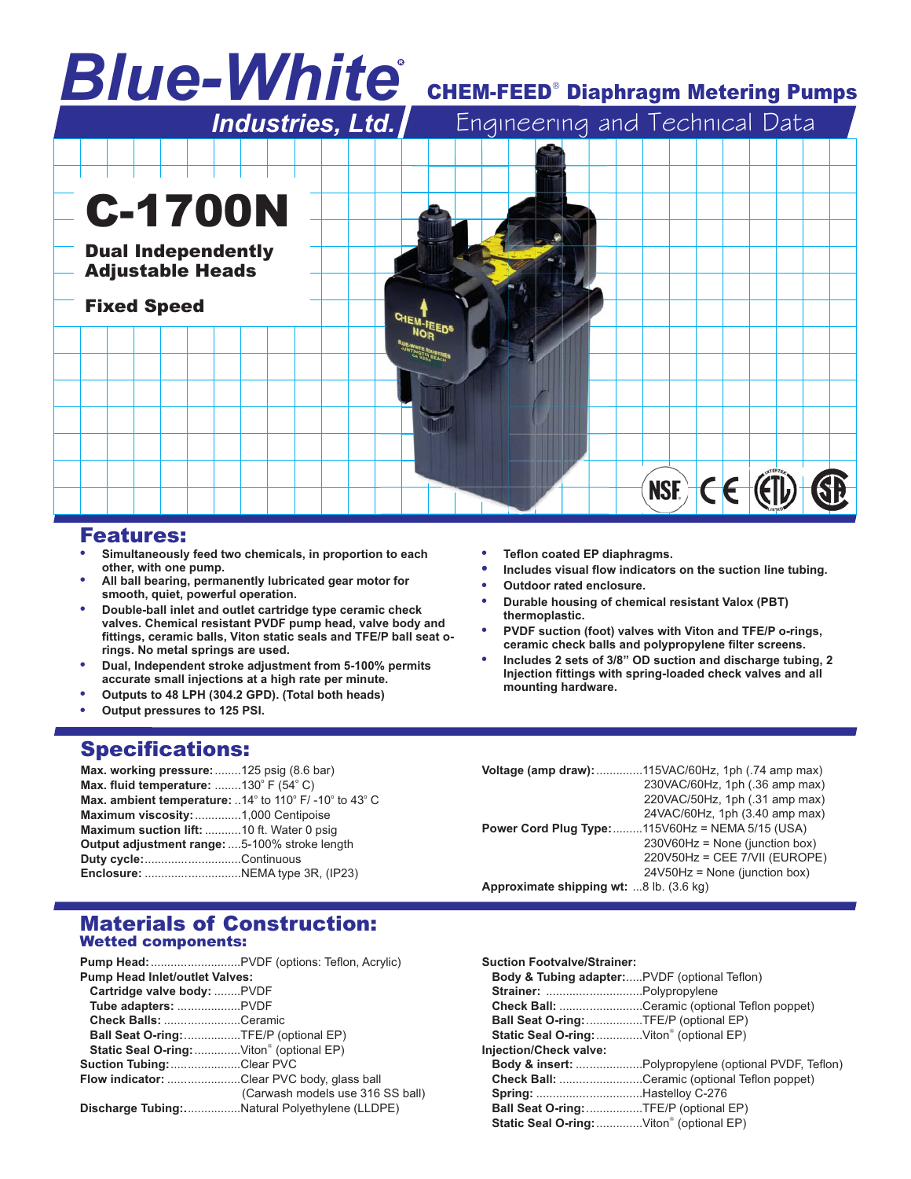# Blue-White® Industries, Ltd.

## CHEM-FEED® Diaphragm Metering Pumps

Engineering and Technical Data

# C-1700N

**Dual Independently Adjustable Heads**

**Fixed Speed**

## Features:

- Simultaneously feed two chemicals, in proportion to each other, with one pump.
- All ball bearing, permanently lubricated gear motor for smooth, quiet, powerful operation.
- Double-ball inlet and outlet cartridge type ceramic check valves. Chemical resistant PVDF pump head, valve body and fittings, ceramic balls, Viton static seals and TFE/P ball seat o-rings. No metal springs are used.
- Dual, Independent stroke adjustment from 5-100% permits accurate small injections at a high rate per minute.
- Outputs to 48 LPH (304.2 GPD). (Total both heads)
- Output pressures to 125 PSI.
- Teflon coated EP diaphragms.
- Includes visual flow indicators on the suction line tubing.
- Outdoor rated enclosure.
- Durable housing of chemical resistant Valox (PBT) thermoplastic.
- PVDF suction (foot) valves with Viton and TFE/P o-rings, ceramic check balls and polypropylene filter screens.
- Includes 2 sets of 3/8" OD suction and discharge tubing, 2 Injection fittings with spring-loaded check valves and all mounting hardware.

## Specifications:

**Max. working pressure:** 125 psig (8.6 bar)
**Max. fluid temperature:** 130° F (54° C)
**Max. ambient temperature:** 14° to 110° F/ -10° to 43° C
**Maximum viscosity:** 1,000 Centipoise
**Maximum suction lift:** 10 ft. Water 0 psig
**Output adjustment range:** 5-100% stroke length
**Duty cycle:** Continuous
**Enclosure:** NEMA type 3R, (IP23)

**Voltage (amp draw):** 115VAC/60Hz, 1ph (.74 amp max)
230VAC/60Hz, 1ph (.36 amp max)
220VAC/50Hz, 1ph (.31 amp max)
24VAC/60Hz, 1ph (3.40 amp max)
**Power Cord Plug Type:** 115V60Hz = NEMA 5/15 (USA)
230V60Hz = None (junction box)
220V50Hz = CEE 7/VII (EUROPE)
24V50Hz = None (junction box)
**Approximate shipping wt:** 8 lb. (3.6 kg)

## Materials of Construction:

### Wetted components:

**Pump Head:** PVDF (options: Teflon, Acrylic)
**Pump Head Inlet/outlet Valves:**
- **Cartridge valve body:** PVDF
- **Tube adapters:** PVDF
- **Check Balls:** Ceramic
- **Ball Seat O-ring:** TFE/P (optional EP)
- **Static Seal O-ring:** Viton® (optional EP)

**Suction Tubing:** Clear PVC
**Flow indicator:** Clear PVC body, glass ball (Carwash models use 316 SS ball)
**Discharge Tubing:** Natural Polyethylene (LLDPE)

**Suction Footvalve/Strainer:**
- **Body & Tubing adapter:** PVDF (optional Teflon)
- **Strainer:** Polypropylene
- **Check Ball:** Ceramic (optional Teflon poppet)
- **Ball Seat O-ring:** TFE/P (optional EP)
- **Static Seal O-ring:** Viton® (optional EP)

**Injection/Check valve:**
- **Body & insert:** Polypropylene (optional PVDF, Teflon)
- **Check Ball:** Ceramic (optional Teflon poppet)
- **Spring:** Hastelloy C-276
- **Ball Seat O-ring:** TFE/P (optional EP)
- **Static Seal O-ring:** Viton® (optional EP)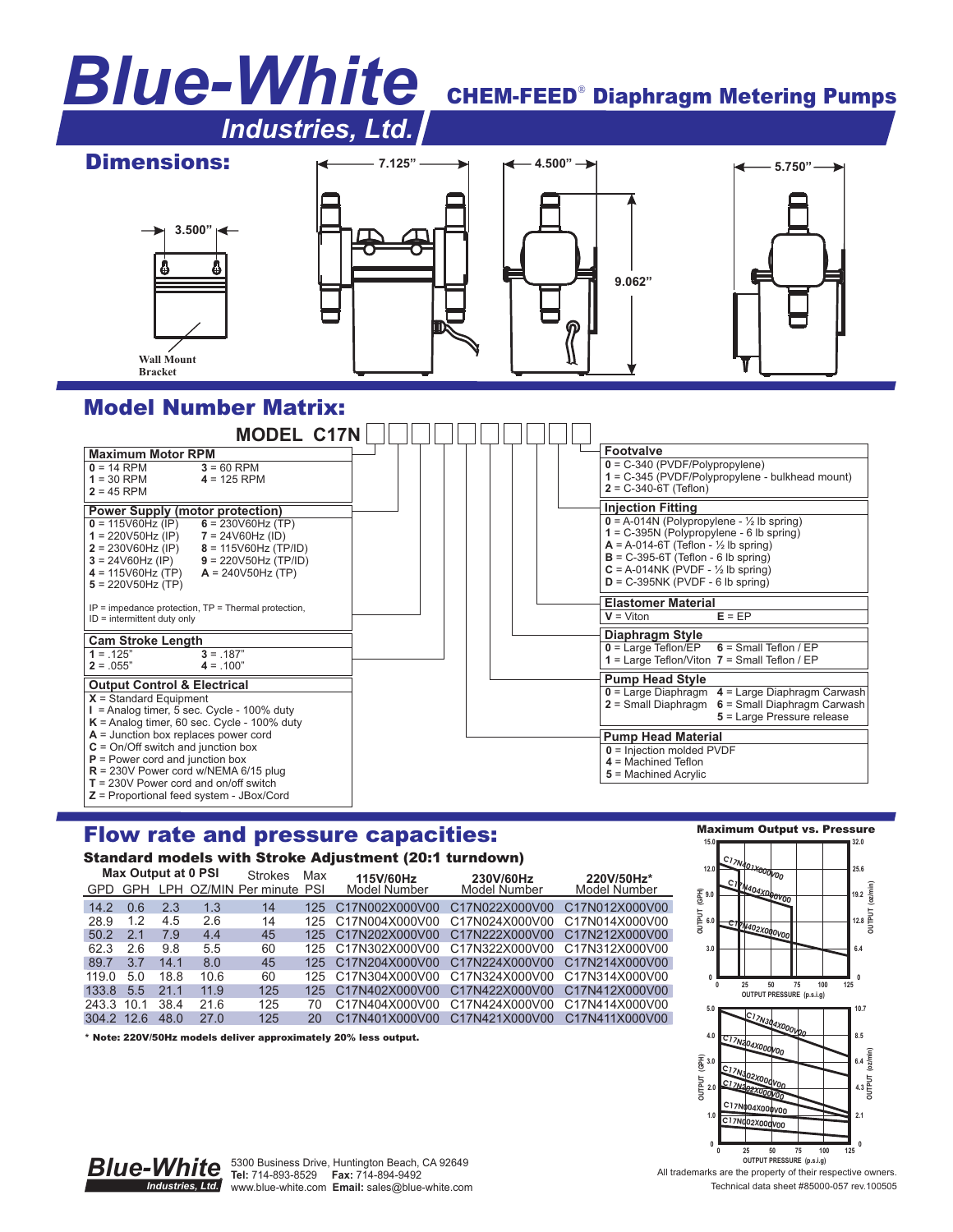# Blue-White Industries, Ltd.

## CHEM-FEED® Diaphragm Metering Pumps

## Dimensions:

3.500"

Wall Mount Bracket

7.125"

4.500"

9.062"

5.750"

## Model Number Matrix:

MODEL C17N

**Maximum Motor RPM**
- **0** = 14 RPM
- **1** = 30 RPM
- **2** = 45 RPM
- **3** = 60 RPM
- **4** = 125 RPM

**Power Supply (motor protection)**
- **0** = 115V60Hz (IP)
- **1** = 220V50Hz (IP)
- **2** = 230V60Hz (IP)
- **3** = 24V60Hz (IP)
- **4** = 115V60Hz (TP)
- **5** = 220V50Hz (TP)
- **6** = 230V60Hz (TP)
- **7** = 24V60Hz (ID)
- **8** = 115V60Hz (TP/ID)
- **9** = 220V50Hz (TP/ID)
- **A** = 240V50Hz (TP)

IP = impedance protection, TP = Thermal protection,
ID = intermittent duty only

**Cam Stroke Length**
- **1** = .125"
- **2** = .055"
- **3** = .187"
- **4** = .100"

**Output Control & Electrical**
- **X** = Standard Equipment
- **I** = Analog timer, 5 sec. Cycle - 100% duty
- **K** = Analog timer, 60 sec. Cycle - 100% duty
- **A** = Junction box replaces power cord
- **C** = On/Off switch and junction box
- **P** = Power cord and junction box
- **R** = 230V Power cord w/NEMA 6/15 plug
- **T** = 230V Power cord and on/off switch
- **Z** = Proportional feed system - JBox/Cord

**Footvalve**
- **0** = C-340 (PVDF/Polypropylene)
- **1** = C-345 (PVDF/Polypropylene - bulkhead mount)
- **2** = C-340-6T (Teflon)

**Injection Fitting**
- **0** = A-014N (Polypropylene - ½ lb spring)
- **1** = C-395N (Polypropylene - 6 lb spring)
- **A** = A-014-6T (Teflon - ½ lb spring)
- **B** = C-395-6T (Teflon - 6 lb spring)
- **C** = A-014NK (PVDF - ½ lb spring)
- **D** = C-395NK (PVDF - 6 lb spring)

**Elastomer Material**
- **V** = Viton
- **E** = EP

**Diaphragm Style**
- **0** = Large Teflon/EP
- **1** = Large Teflon/Viton
- **6** = Small Teflon / EP
- **7** = Small Teflon / EP

**Pump Head Style**
- **0** = Large Diaphragm
- **2** = Small Diaphragm
- **4** = Large Diaphragm Carwash
- **6** = Small Diaphragm Carwash
- **5** = Large Pressure release

**Pump Head Material**
- **0** = Injection molded PVDF
- **4** = Machined Teflon
- **5** = Machined Acrylic

## Flow rate and pressure capacities:

### Standard models with Stroke Adjustment (20:1 turndown)

| Max Output at 0 PSI | | | | Strokes | Max | 115V/60Hz | 230V/60Hz | 220V/50Hz* |
|---|---|---|---|---|---|---|---|---|
| GPD | GPH | LPH | OZ/MIN | Per minute | PSI | Model Number | Model Number | Model Number |
| 14.2 | 0.6 | 2.3 | 1.3 | 14 | 125 | C17N002X000V00 | C17N022X000V00 | C17N012X000V00 |
| 28.9 | 1.2 | 4.5 | 2.6 | 14 | 125 | C17N004X000V00 | C17N024X000V00 | C17N014X000V00 |
| 50.2 | 2.1 | 7.9 | 4.4 | 45 | 125 | C17N202X000V00 | C17N222X000V00 | C17N212X000V00 |
| 62.3 | 2.6 | 9.8 | 5.5 | 60 | 125 | C17N302X000V00 | C17N322X000V00 | C17N312X000V00 |
| 89.7 | 3.7 | 14.1 | 8.0 | 45 | 125 | C17N204X000V00 | C17N224X000V00 | C17N214X000V00 |
| 119.0 | 5.0 | 18.8 | 10.6 | 60 | 125 | C17N304X000V00 | C17N324X000V00 | C17N314X000V00 |
| 133.8 | 5.5 | 21.1 | 11.9 | 125 | 125 | C17N402X000V00 | C17N422X000V00 | C17N412X000V00 |
| 243.3 | 10.1 | 38.4 | 21.6 | 125 | 70 | C17N404X000V00 | C17N424X000V00 | C17N414X000V00 |
| 304.2 | 12.6 | 48.0 | 27.0 | 125 | 20 | C17N401X000V00 | C17N421X000V00 | C17N411X000V00 |

**\* Note: 220V/50Hz models deliver approximately 20% less output.**

**Maximum Output vs. Pressure**

OUTPUT (GPH): 0, 3.0, 6.0, 9.0, 12.0, 15.0
OUTPUT (oz/min): 0, 6.4, 12.8, 19.2, 25.6, 32.0
OUTPUT PRESSURE (p.s.i.g): 0, 25, 50, 75, 100, 125
C17N401X000V00
C17N404X000V00
C17N402X000V00

OUTPUT (GPH): 0, 1.0, 2.0, 3.0, 4.0, 5.0
OUTPUT (oz/min): 0, 2.1, 4.3, 6.4, 8.5, 10.7
OUTPUT PRESSURE (p.s.i.g): 0, 25, 50, 75, 100, 125
C17N304X000V00
C17N204X000V00
C17N302X000V00
C17N202X000V00
C17N004X000V00
C17N002X000V00

Blue-White Industries, Ltd.
5300 Business Drive, Huntington Beach, CA 92649
**Tel:** 714-893-8529 **Fax:** 714-894-9492
www.blue-white.com **Email:** sales@blue-white.com

All trademarks are the property of their respective owners.
Technical data sheet #85000-057 rev.100505